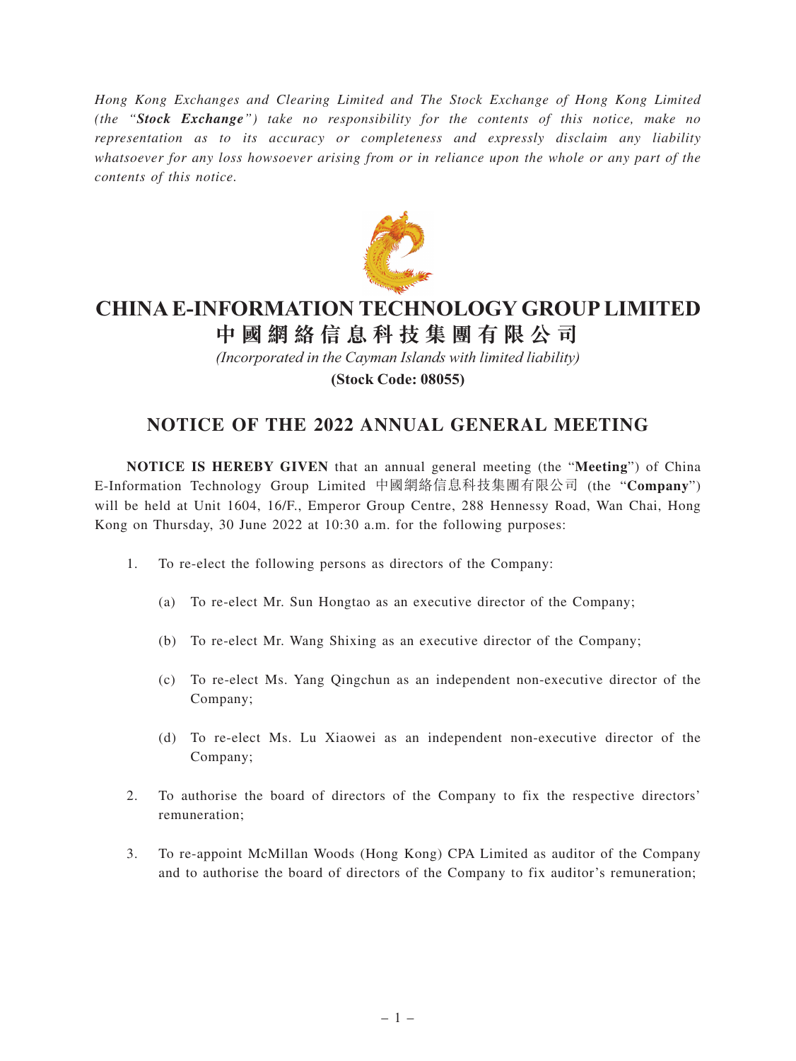*Hong Kong Exchanges and Clearing Limited and The Stock Exchange of Hong Kong Limited (the "**Stock Exchange**") take no responsibility for the contents of this notice, make no representation as to its accuracy or completeness and expressly disclaim any liability whatsoever for any loss howsoever arising from or in reliance upon the whole or any part of the contents of this notice.*

# CHINA E-INFORMATION TECHNOLOGY GROUP LIMITED
# 中國網絡信息科技集團有限公司

*(Incorporated in the Cayman Islands with limited liability)*

**(Stock Code: 08055)**

## NOTICE OF THE 2022 ANNUAL GENERAL MEETING

**NOTICE IS HEREBY GIVEN** that an annual general meeting (the "**Meeting**") of China E-Information Technology Group Limited 中國網絡信息科技集團有限公司 (the "**Company**") will be held at Unit 1604, 16/F., Emperor Group Centre, 288 Hennessy Road, Wan Chai, Hong Kong on Thursday, 30 June 2022 at 10:30 a.m. for the following purposes:

1. To re-elect the following persons as directors of the Company:

   (a) To re-elect Mr. Sun Hongtao as an executive director of the Company;

   (b) To re-elect Mr. Wang Shixing as an executive director of the Company;

   (c) To re-elect Ms. Yang Qingchun as an independent non-executive director of the Company;

   (d) To re-elect Ms. Lu Xiaowei as an independent non-executive director of the Company;

2. To authorise the board of directors of the Company to fix the respective directors' remuneration;

3. To re-appoint McMillan Woods (Hong Kong) CPA Limited as auditor of the Company and to authorise the board of directors of the Company to fix auditor's remuneration;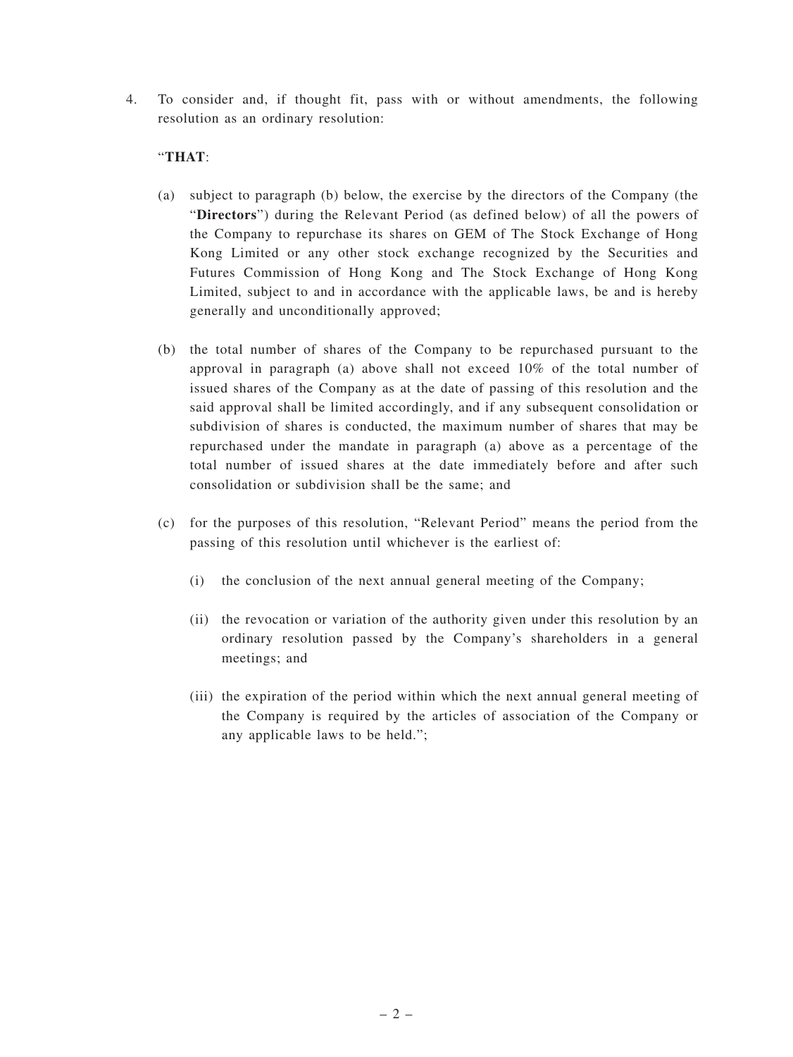4. To consider and, if thought fit, pass with or without amendments, the following resolution as an ordinary resolution:

"**THAT**:

(a) subject to paragraph (b) below, the exercise by the directors of the Company (the "**Directors**") during the Relevant Period (as defined below) of all the powers of the Company to repurchase its shares on GEM of The Stock Exchange of Hong Kong Limited or any other stock exchange recognized by the Securities and Futures Commission of Hong Kong and The Stock Exchange of Hong Kong Limited, subject to and in accordance with the applicable laws, be and is hereby generally and unconditionally approved;

(b) the total number of shares of the Company to be repurchased pursuant to the approval in paragraph (a) above shall not exceed 10% of the total number of issued shares of the Company as at the date of passing of this resolution and the said approval shall be limited accordingly, and if any subsequent consolidation or subdivision of shares is conducted, the maximum number of shares that may be repurchased under the mandate in paragraph (a) above as a percentage of the total number of issued shares at the date immediately before and after such consolidation or subdivision shall be the same; and

(c) for the purposes of this resolution, "Relevant Period" means the period from the passing of this resolution until whichever is the earliest of:

(i) the conclusion of the next annual general meeting of the Company;

(ii) the revocation or variation of the authority given under this resolution by an ordinary resolution passed by the Company's shareholders in a general meetings; and

(iii) the expiration of the period within which the next annual general meeting of the Company is required by the articles of association of the Company or any applicable laws to be held.";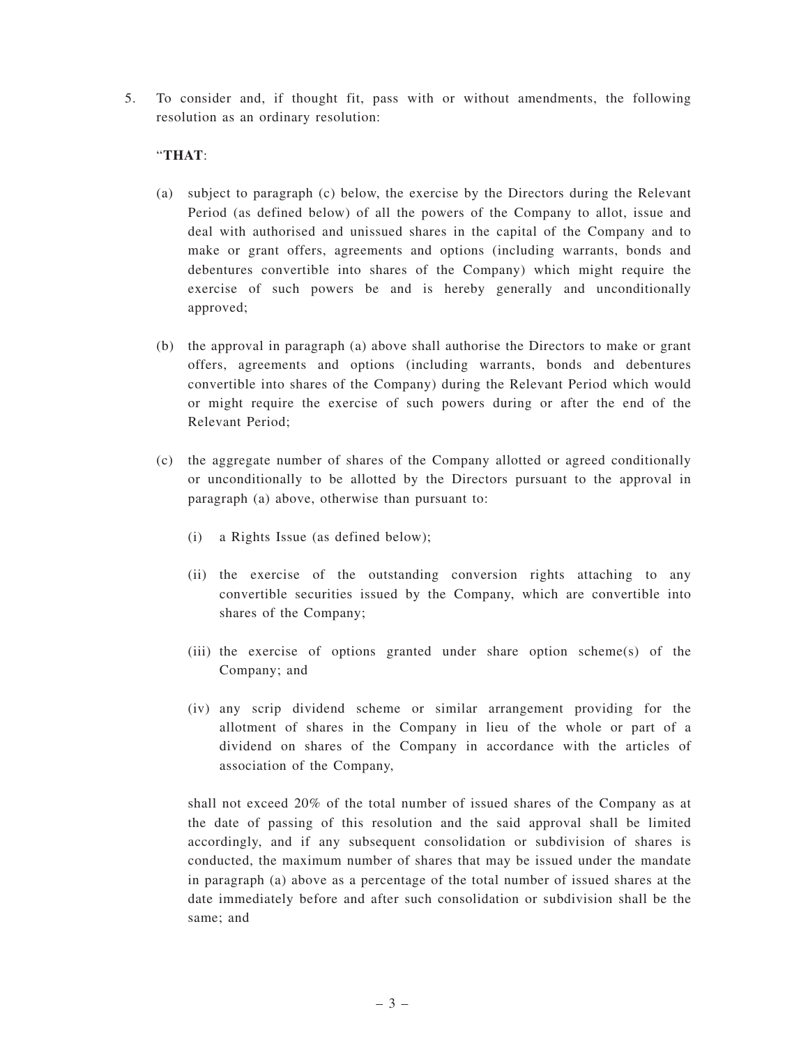5. To consider and, if thought fit, pass with or without amendments, the following resolution as an ordinary resolution:

   "**THAT**:

   (a) subject to paragraph (c) below, the exercise by the Directors during the Relevant Period (as defined below) of all the powers of the Company to allot, issue and deal with authorised and unissued shares in the capital of the Company and to make or grant offers, agreements and options (including warrants, bonds and debentures convertible into shares of the Company) which might require the exercise of such powers be and is hereby generally and unconditionally approved;

   (b) the approval in paragraph (a) above shall authorise the Directors to make or grant offers, agreements and options (including warrants, bonds and debentures convertible into shares of the Company) during the Relevant Period which would or might require the exercise of such powers during or after the end of the Relevant Period;

   (c) the aggregate number of shares of the Company allotted or agreed conditionally or unconditionally to be allotted by the Directors pursuant to the approval in paragraph (a) above, otherwise than pursuant to:

      (i) a Rights Issue (as defined below);

      (ii) the exercise of the outstanding conversion rights attaching to any convertible securities issued by the Company, which are convertible into shares of the Company;

      (iii) the exercise of options granted under share option scheme(s) of the Company; and

      (iv) any scrip dividend scheme or similar arrangement providing for the allotment of shares in the Company in lieu of the whole or part of a dividend on shares of the Company in accordance with the articles of association of the Company,

   shall not exceed 20% of the total number of issued shares of the Company as at the date of passing of this resolution and the said approval shall be limited accordingly, and if any subsequent consolidation or subdivision of shares is conducted, the maximum number of shares that may be issued under the mandate in paragraph (a) above as a percentage of the total number of issued shares at the date immediately before and after such consolidation or subdivision shall be the same; and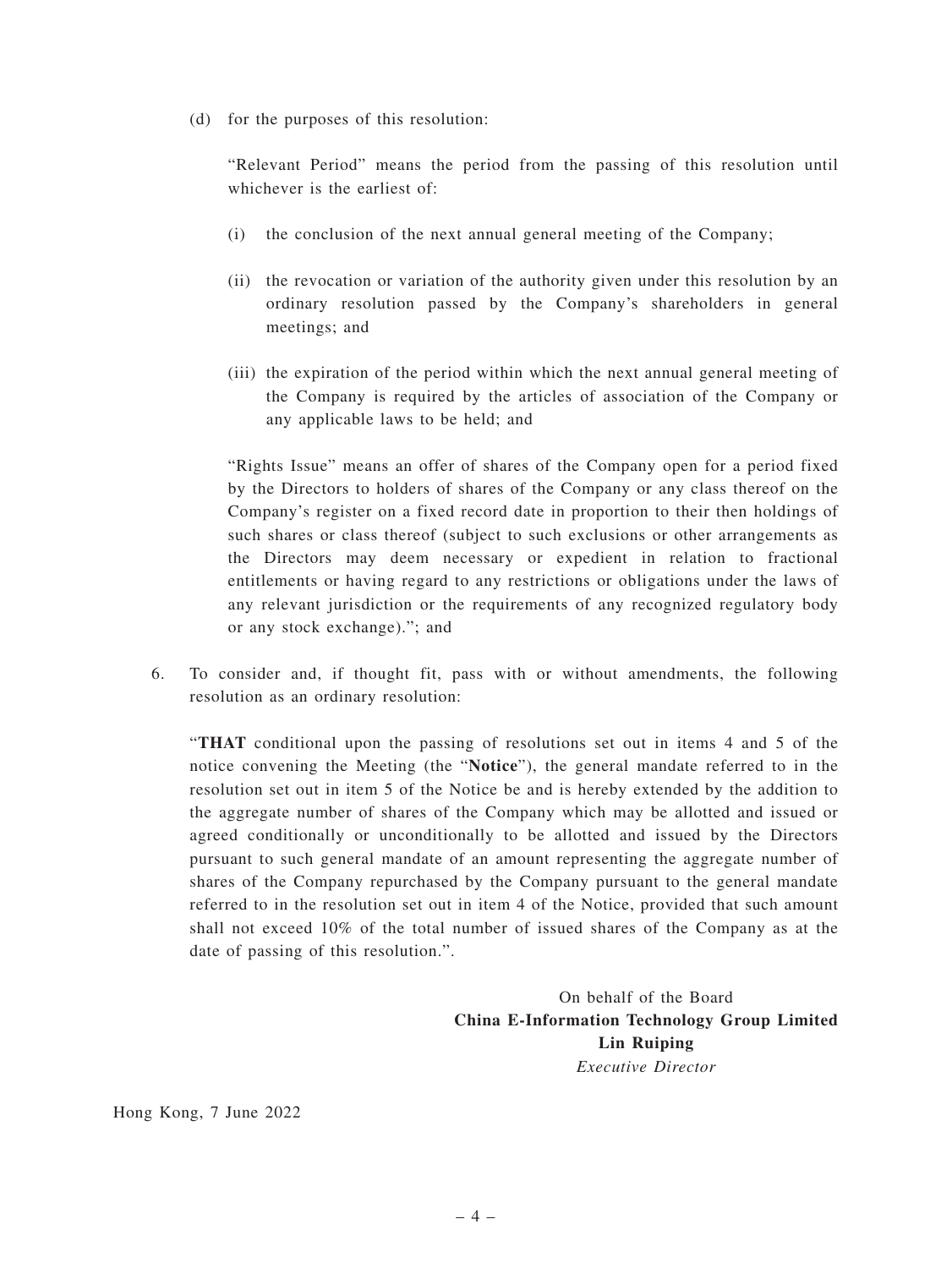(d) for the purposes of this resolution:

"Relevant Period" means the period from the passing of this resolution until whichever is the earliest of:

(i) the conclusion of the next annual general meeting of the Company;

(ii) the revocation or variation of the authority given under this resolution by an ordinary resolution passed by the Company's shareholders in general meetings; and

(iii) the expiration of the period within which the next annual general meeting of the Company is required by the articles of association of the Company or any applicable laws to be held; and

"Rights Issue" means an offer of shares of the Company open for a period fixed by the Directors to holders of shares of the Company or any class thereof on the Company's register on a fixed record date in proportion to their then holdings of such shares or class thereof (subject to such exclusions or other arrangements as the Directors may deem necessary or expedient in relation to fractional entitlements or having regard to any restrictions or obligations under the laws of any relevant jurisdiction or the requirements of any recognized regulatory body or any stock exchange)."; and

6. To consider and, if thought fit, pass with or without amendments, the following resolution as an ordinary resolution:

"**THAT** conditional upon the passing of resolutions set out in items 4 and 5 of the notice convening the Meeting (the "**Notice**"), the general mandate referred to in the resolution set out in item 5 of the Notice be and is hereby extended by the addition to the aggregate number of shares of the Company which may be allotted and issued or agreed conditionally or unconditionally to be allotted and issued by the Directors pursuant to such general mandate of an amount representing the aggregate number of shares of the Company repurchased by the Company pursuant to the general mandate referred to in the resolution set out in item 4 of the Notice, provided that such amount shall not exceed 10% of the total number of issued shares of the Company as at the date of passing of this resolution.".

On behalf of the Board
**China E-Information Technology Group Limited**
**Lin Ruiping**
*Executive Director*

Hong Kong, 7 June 2022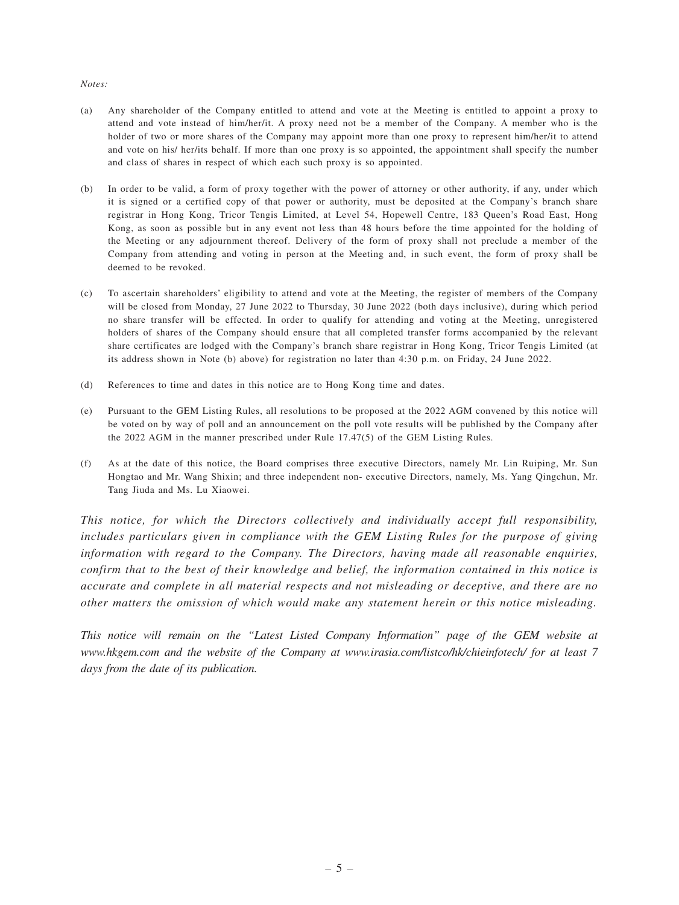*Notes:*

(a) Any shareholder of the Company entitled to attend and vote at the Meeting is entitled to appoint a proxy to attend and vote instead of him/her/it. A proxy need not be a member of the Company. A member who is the holder of two or more shares of the Company may appoint more than one proxy to represent him/her/it to attend and vote on his/ her/its behalf. If more than one proxy is so appointed, the appointment shall specify the number and class of shares in respect of which each such proxy is so appointed.

(b) In order to be valid, a form of proxy together with the power of attorney or other authority, if any, under which it is signed or a certified copy of that power or authority, must be deposited at the Company's branch share registrar in Hong Kong, Tricor Tengis Limited, at Level 54, Hopewell Centre, 183 Queen's Road East, Hong Kong, as soon as possible but in any event not less than 48 hours before the time appointed for the holding of the Meeting or any adjournment thereof. Delivery of the form of proxy shall not preclude a member of the Company from attending and voting in person at the Meeting and, in such event, the form of proxy shall be deemed to be revoked.

(c) To ascertain shareholders' eligibility to attend and vote at the Meeting, the register of members of the Company will be closed from Monday, 27 June 2022 to Thursday, 30 June 2022 (both days inclusive), during which period no share transfer will be effected. In order to qualify for attending and voting at the Meeting, unregistered holders of shares of the Company should ensure that all completed transfer forms accompanied by the relevant share certificates are lodged with the Company's branch share registrar in Hong Kong, Tricor Tengis Limited (at its address shown in Note (b) above) for registration no later than 4:30 p.m. on Friday, 24 June 2022.

(d) References to time and dates in this notice are to Hong Kong time and dates.

(e) Pursuant to the GEM Listing Rules, all resolutions to be proposed at the 2022 AGM convened by this notice will be voted on by way of poll and an announcement on the poll vote results will be published by the Company after the 2022 AGM in the manner prescribed under Rule 17.47(5) of the GEM Listing Rules.

(f) As at the date of this notice, the Board comprises three executive Directors, namely Mr. Lin Ruiping, Mr. Sun Hongtao and Mr. Wang Shixin; and three independent non- executive Directors, namely, Ms. Yang Qingchun, Mr. Tang Jiuda and Ms. Lu Xiaowei.

*This notice, for which the Directors collectively and individually accept full responsibility, includes particulars given in compliance with the GEM Listing Rules for the purpose of giving information with regard to the Company. The Directors, having made all reasonable enquiries, confirm that to the best of their knowledge and belief, the information contained in this notice is accurate and complete in all material respects and not misleading or deceptive, and there are no other matters the omission of which would make any statement herein or this notice misleading.*

*This notice will remain on the "Latest Listed Company Information" page of the GEM website at www.hkgem.com and the website of the Company at www.irasia.com/listco/hk/chieinfotech/ for at least 7 days from the date of its publication.*